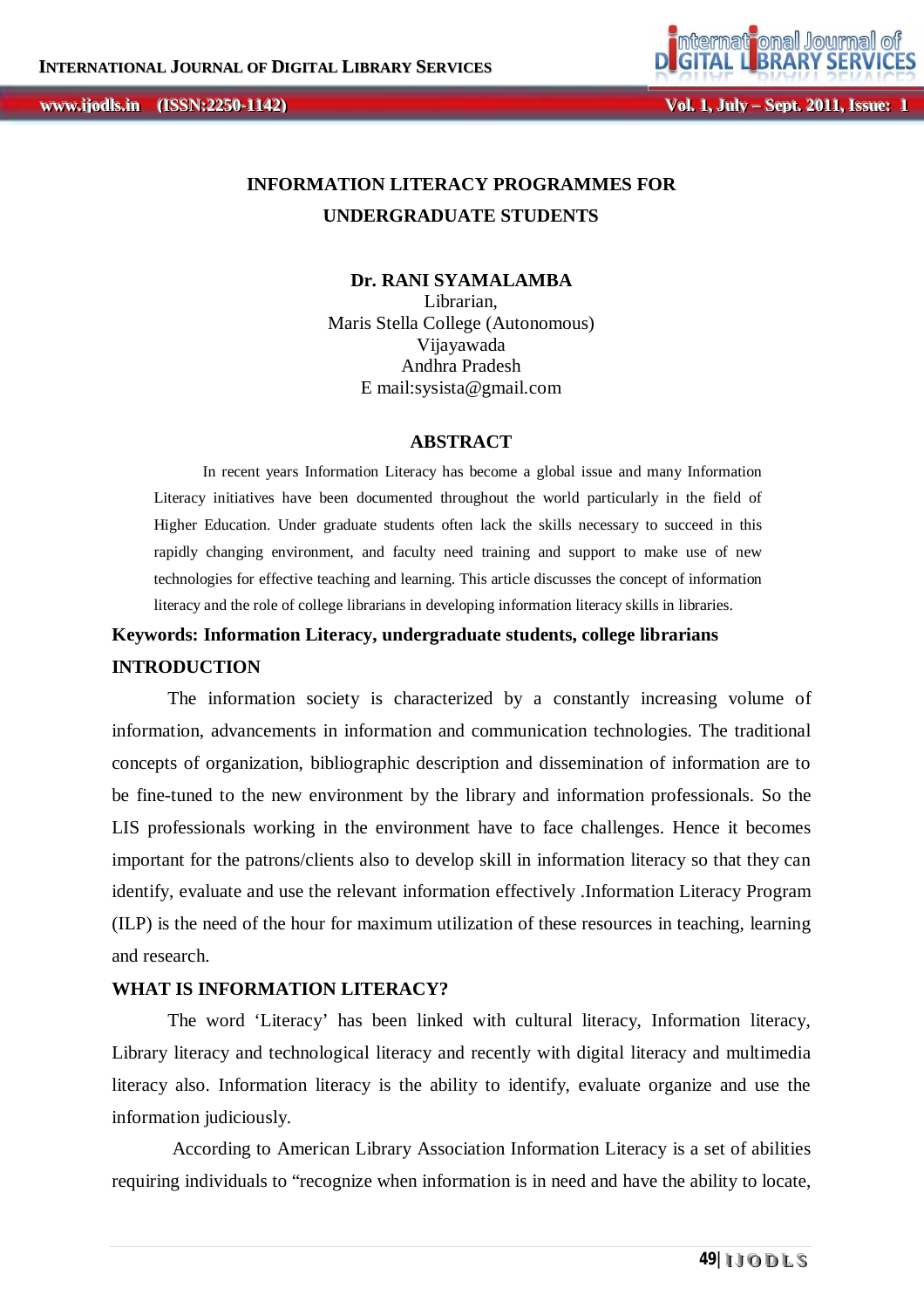# INFORMATION LITERACY PROGRAMMES FOR UNDERGRADUATE STUDENTS

**Dr. RANI SYAMALAMBA**
Librarian,
Maris Stella College (Autonomous)
Vijayawada
Andhra Pradesh
E mail:sysista@gmail.com

## ABSTRACT

In recent years Information Literacy has become a global issue and many Information Literacy initiatives have been documented throughout the world particularly in the field of Higher Education. Under graduate students often lack the skills necessary to succeed in this rapidly changing environment, and faculty need training and support to make use of new technologies for effective teaching and learning. This article discusses the concept of information literacy and the role of college librarians in developing information literacy skills in libraries.

**Keywords: Information Literacy, undergraduate students, college librarians**

## INTRODUCTION

The information society is characterized by a constantly increasing volume of information, advancements in information and communication technologies. The traditional concepts of organization, bibliographic description and dissemination of information are to be fine-tuned to the new environment by the library and information professionals. So the LIS professionals working in the environment have to face challenges. Hence it becomes important for the patrons/clients also to develop skill in information literacy so that they can identify, evaluate and use the relevant information effectively .Information Literacy Program (ILP) is the need of the hour for maximum utilization of these resources in teaching, learning and research.

## WHAT IS INFORMATION LITERACY?

The word 'Literacy' has been linked with cultural literacy, Information literacy, Library literacy and technological literacy and recently with digital literacy and multimedia literacy also. Information literacy is the ability to identify, evaluate organize and use the information judiciously.

According to American Library Association Information Literacy is a set of abilities requiring individuals to "recognize when information is in need and have the ability to locate,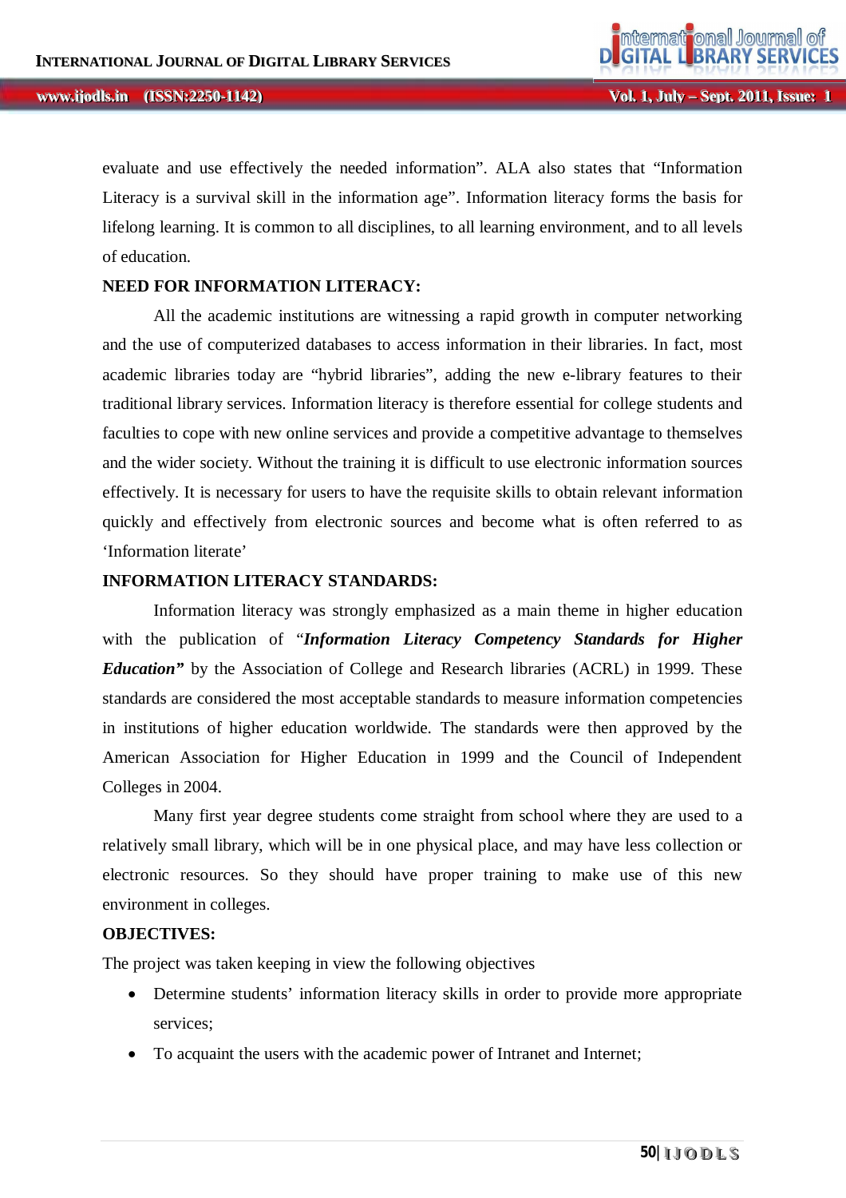evaluate and use effectively the needed information". ALA also states that "Information Literacy is a survival skill in the information age". Information literacy forms the basis for lifelong learning. It is common to all disciplines, to all learning environment, and to all levels of education.

**NEED FOR INFORMATION LITERACY:**

All the academic institutions are witnessing a rapid growth in computer networking and the use of computerized databases to access information in their libraries. In fact, most academic libraries today are "hybrid libraries", adding the new e-library features to their traditional library services. Information literacy is therefore essential for college students and faculties to cope with new online services and provide a competitive advantage to themselves and the wider society. Without the training it is difficult to use electronic information sources effectively. It is necessary for users to have the requisite skills to obtain relevant information quickly and effectively from electronic sources and become what is often referred to as 'Information literate'

**INFORMATION LITERACY STANDARDS:**

Information literacy was strongly emphasized as a main theme in higher education with the publication of "***Information Literacy Competency Standards for Higher Education"*** by the Association of College and Research libraries (ACRL) in 1999. These standards are considered the most acceptable standards to measure information competencies in institutions of higher education worldwide. The standards were then approved by the American Association for Higher Education in 1999 and the Council of Independent Colleges in 2004.

Many first year degree students come straight from school where they are used to a relatively small library, which will be in one physical place, and may have less collection or electronic resources. So they should have proper training to make use of this new environment in colleges.

**OBJECTIVES:**

The project was taken keeping in view the following objectives

- Determine students' information literacy skills in order to provide more appropriate services;
- To acquaint the users with the academic power of Intranet and Internet;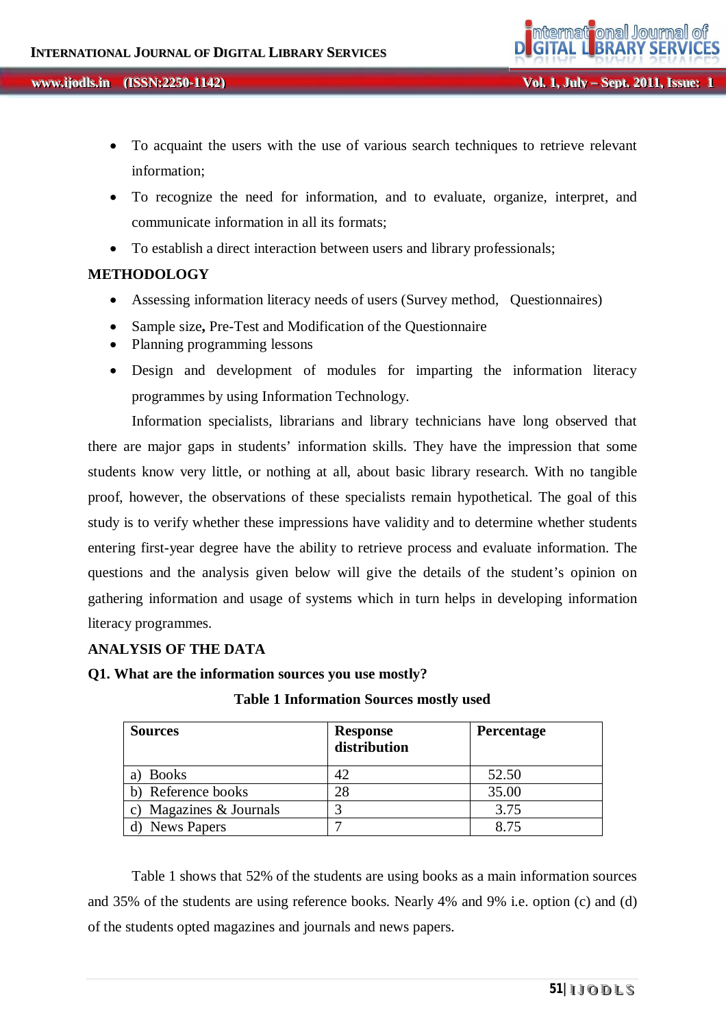- To acquaint the users with the use of various search techniques to retrieve relevant information;
- To recognize the need for information, and to evaluate, organize, interpret, and communicate information in all its formats;
- To establish a direct interaction between users and library professionals;

## METHODOLOGY

- Assessing information literacy needs of users (Survey method, Questionnaires)
- Sample size**,** Pre-Test and Modification of the Questionnaire
- Planning programming lessons
- Design and development of modules for imparting the information literacy programmes by using Information Technology.

Information specialists, librarians and library technicians have long observed that there are major gaps in students' information skills. They have the impression that some students know very little, or nothing at all, about basic library research. With no tangible proof, however, the observations of these specialists remain hypothetical. The goal of this study is to verify whether these impressions have validity and to determine whether students entering first-year degree have the ability to retrieve process and evaluate information. The questions and the analysis given below will give the details of the student's opinion on gathering information and usage of systems which in turn helps in developing information literacy programmes.

## ANALYSIS OF THE DATA

**Q1. What are the information sources you use mostly?**

**Table 1 Information Sources mostly used**

| Sources | Response distribution | Percentage |
|---|---|---|
| a) Books | 42 | 52.50 |
| b) Reference books | 28 | 35.00 |
| c) Magazines & Journals | 3 | 3.75 |
| d) News Papers | 7 | 8.75 |

Table 1 shows that 52% of the students are using books as a main information sources and 35% of the students are using reference books. Nearly 4% and 9% i.e. option (c) and (d) of the students opted magazines and journals and news papers.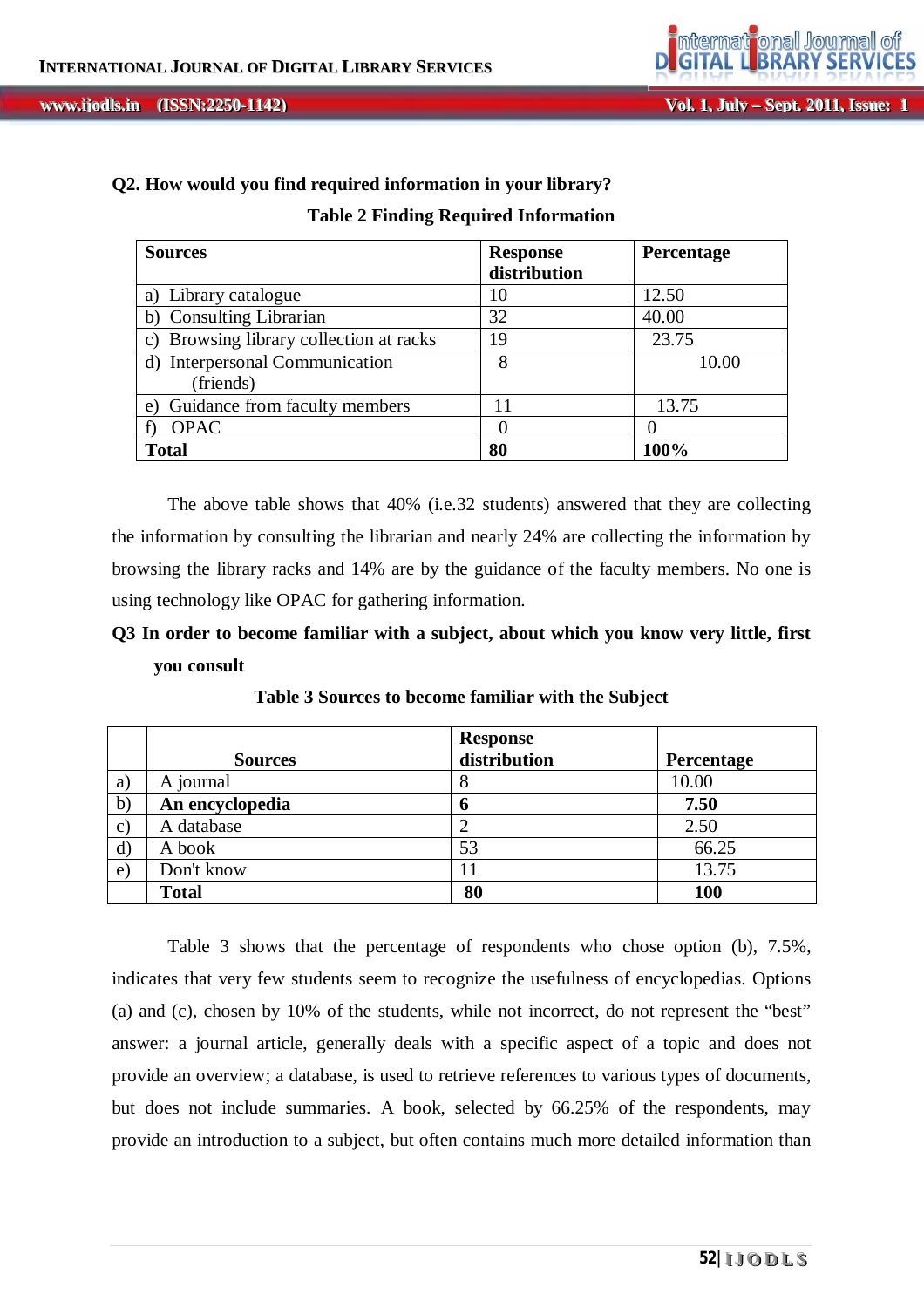**Q2. How would you find required information in your library?**

**Table 2 Finding Required Information**

| Sources | Response distribution | Percentage |
|---|---|---|
| a) Library catalogue | 10 | 12.50 |
| b) Consulting Librarian | 32 | 40.00 |
| c) Browsing library collection at racks | 19 | 23.75 |
| d) Interpersonal Communication (friends) | 8 | 10.00 |
| e) Guidance from faculty members | 11 | 13.75 |
| f) OPAC | 0 | 0 |
| **Total** | **80** | **100%** |

The above table shows that 40% (i.e.32 students) answered that they are collecting the information by consulting the librarian and nearly 24% are collecting the information by browsing the library racks and 14% are by the guidance of the faculty members. No one is using technology like OPAC for gathering information.

**Q3 In order to become familiar with a subject, about which you know very little, first you consult**

**Table 3 Sources to become familiar with the Subject**

| | Sources | Response distribution | Percentage |
|---|---|---|---|
| a) | A journal | 8 | 10.00 |
| b) | **An encyclopedia** | **6** | **7.50** |
| c) | A database | 2 | 2.50 |
| d) | A book | 53 | 66.25 |
| e) | Don't know | 11 | 13.75 |
| | **Total** | **80** | **100** |

Table 3 shows that the percentage of respondents who chose option (b), 7.5%, indicates that very few students seem to recognize the usefulness of encyclopedias. Options (a) and (c), chosen by 10% of the students, while not incorrect, do not represent the "best" answer: a journal article, generally deals with a specific aspect of a topic and does not provide an overview; a database, is used to retrieve references to various types of documents, but does not include summaries. A book, selected by 66.25% of the respondents, may provide an introduction to a subject, but often contains much more detailed information than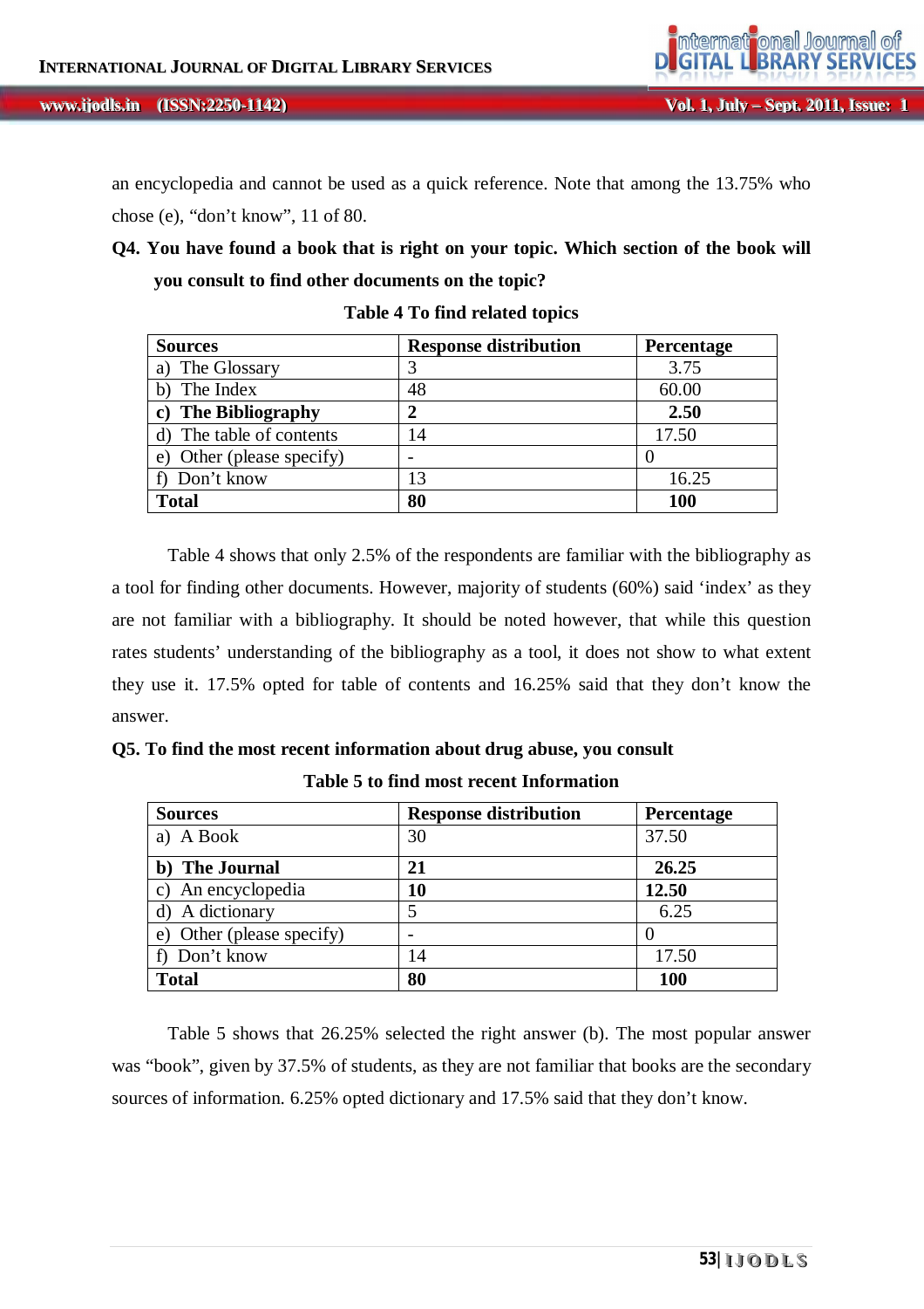an encyclopedia and cannot be used as a quick reference. Note that among the 13.75% who chose (e), “don’t know”, 11 of 80.

**Q4. You have found a book that is right on your topic. Which section of the book will you consult to find other documents on the topic?**

**Table 4 To find related topics**

| Sources | Response distribution | Percentage |
|---|---|---|
| a) The Glossary | 3 | 3.75 |
| b) The Index | 48 | 60.00 |
| **c) The Bibliography** | **2** | **2.50** |
| d) The table of contents | 14 | 17.50 |
| e) Other (please specify) | - | 0 |
| f) Don’t know | 13 | 16.25 |
| **Total** | **80** | **100** |

Table 4 shows that only 2.5% of the respondents are familiar with the bibliography as a tool for finding other documents. However, majority of students (60%) said ‘index’ as they are not familiar with a bibliography. It should be noted however, that while this question rates students’ understanding of the bibliography as a tool, it does not show to what extent they use it. 17.5% opted for table of contents and 16.25% said that they don’t know the answer.

**Q5. To find the most recent information about drug abuse, you consult**

**Table 5 to find most recent Information**

| Sources | Response distribution | Percentage |
|---|---|---|
| a) A Book | 30 | 37.50 |
| **b) The Journal** | **21** | **26.25** |
| c) An encyclopedia | **10** | **12.50** |
| d) A dictionary | 5 | 6.25 |
| e) Other (please specify) | - | 0 |
| f) Don’t know | 14 | 17.50 |
| **Total** | **80** | **100** |

Table 5 shows that 26.25% selected the right answer (b). The most popular answer was “book”, given by 37.5% of students, as they are not familiar that books are the secondary sources of information. 6.25% opted dictionary and 17.5% said that they don’t know.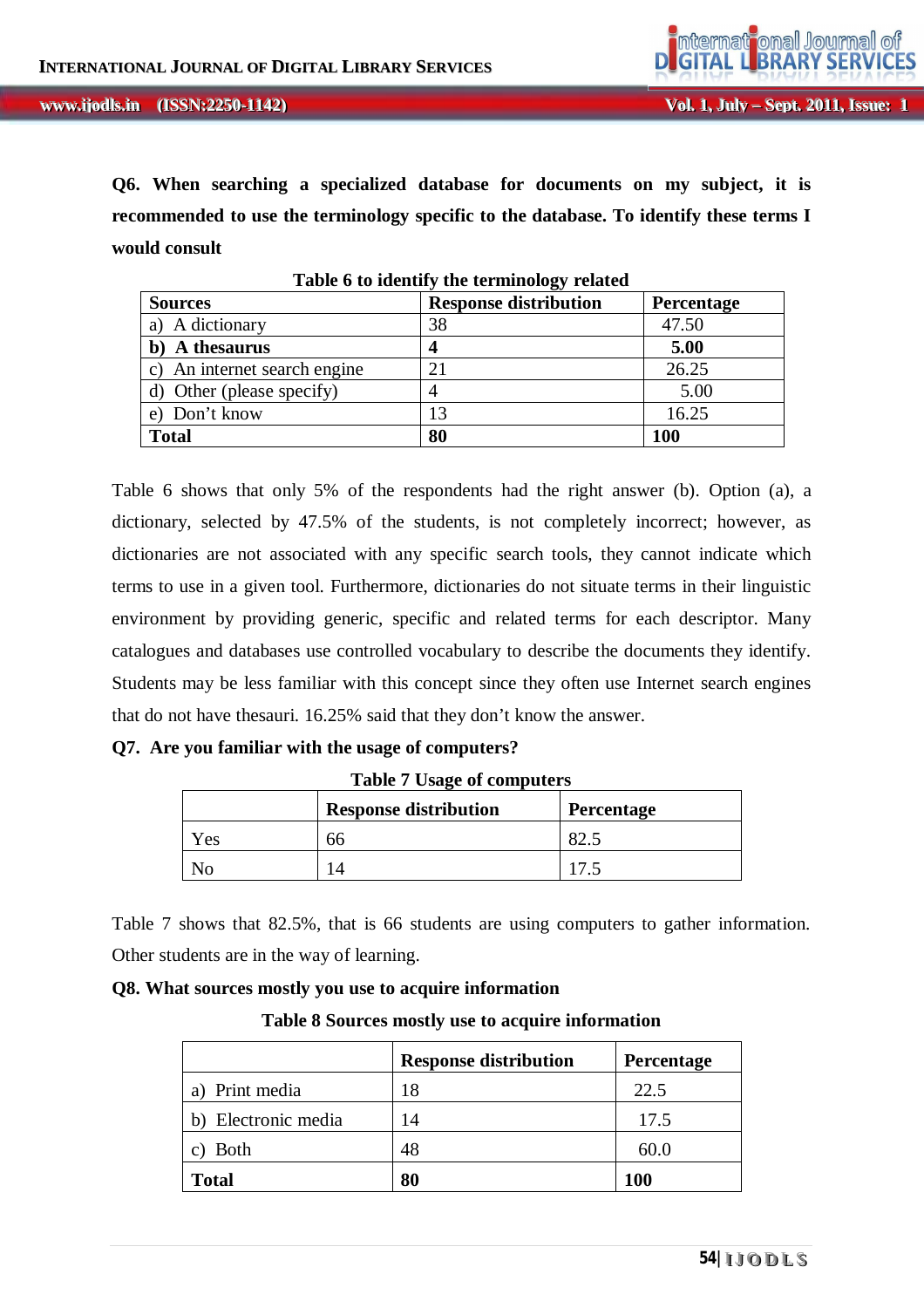**Q6. When searching a specialized database for documents on my subject, it is recommended to use the terminology specific to the database. To identify these terms I would consult**

**Table 6 to identify the terminology related**

| **Sources** | **Response distribution** | **Percentage** |
|---|---|---|
| a) A dictionary | 38 | 47.50 |
| **b) A thesaurus** | **4** | **5.00** |
| c) An internet search engine | 21 | 26.25 |
| d) Other (please specify) | 4 | 5.00 |
| e) Don't know | 13 | 16.25 |
| **Total** | **80** | **100** |

Table 6 shows that only 5% of the respondents had the right answer (b). Option (a), a dictionary, selected by 47.5% of the students, is not completely incorrect; however, as dictionaries are not associated with any specific search tools, they cannot indicate which terms to use in a given tool. Furthermore, dictionaries do not situate terms in their linguistic environment by providing generic, specific and related terms for each descriptor. Many catalogues and databases use controlled vocabulary to describe the documents they identify. Students may be less familiar with this concept since they often use Internet search engines that do not have thesauri. 16.25% said that they don't know the answer.

**Q7. Are you familiar with the usage of computers?**

**Table 7 Usage of computers**

| | **Response distribution** | **Percentage** |
|---|---|---|
| Yes | 66 | 82.5 |
| No | 14 | 17.5 |

Table 7 shows that 82.5%, that is 66 students are using computers to gather information. Other students are in the way of learning.

**Q8. What sources mostly you use to acquire information**

**Table 8 Sources mostly use to acquire information**

| | **Response distribution** | **Percentage** |
|---|---|---|
| a) Print media | 18 | 22.5 |
| b) Electronic media | 14 | 17.5 |
| c) Both | 48 | 60.0 |
| **Total** | **80** | **100** |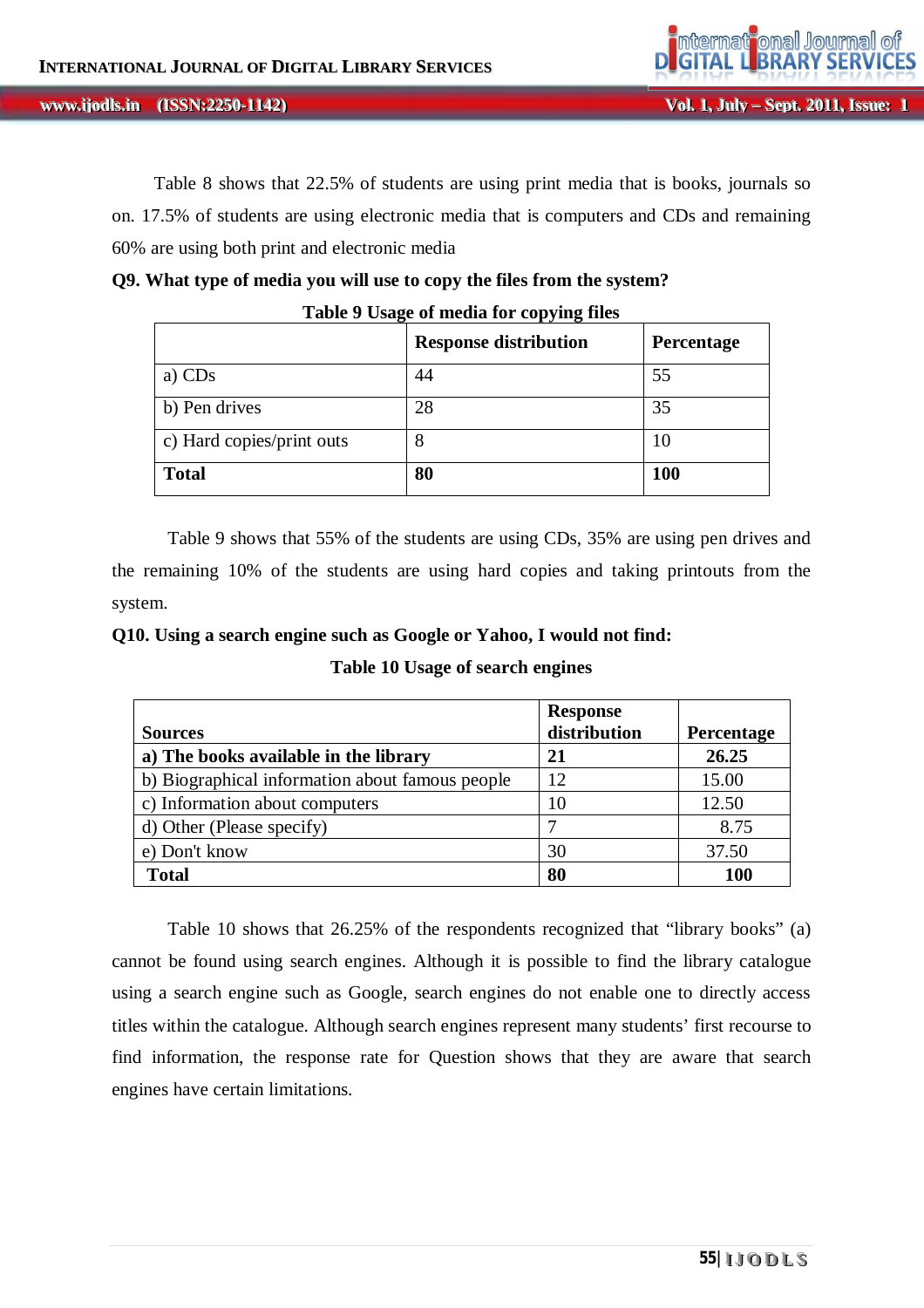Table 8 shows that 22.5% of students are using print media that is books, journals so on. 17.5% of students are using electronic media that is computers and CDs and remaining 60% are using both print and electronic media

**Q9. What type of media you will use to copy the files from the system?**

**Table 9 Usage of media for copying files**

| | Response distribution | Percentage |
|---|---|---|
| a) CDs | 44 | 55 |
| b) Pen drives | 28 | 35 |
| c) Hard copies/print outs | 8 | 10 |
| **Total** | **80** | **100** |

Table 9 shows that 55% of the students are using CDs, 35% are using pen drives and the remaining 10% of the students are using hard copies and taking printouts from the system.

**Q10. Using a search engine such as Google or Yahoo, I would not find:**

**Table 10 Usage of search engines**

| Sources | Response distribution | Percentage |
|---|---|---|
| **a) The books available in the library** | **21** | **26.25** |
| b) Biographical information about famous people | 12 | 15.00 |
| c) Information about computers | 10 | 12.50 |
| d) Other (Please specify) | 7 | 8.75 |
| e) Don't know | 30 | 37.50 |
| **Total** | **80** | **100** |

Table 10 shows that 26.25% of the respondents recognized that "library books" (a) cannot be found using search engines. Although it is possible to find the library catalogue using a search engine such as Google, search engines do not enable one to directly access titles within the catalogue. Although search engines represent many students' first recourse to find information, the response rate for Question shows that they are aware that search engines have certain limitations.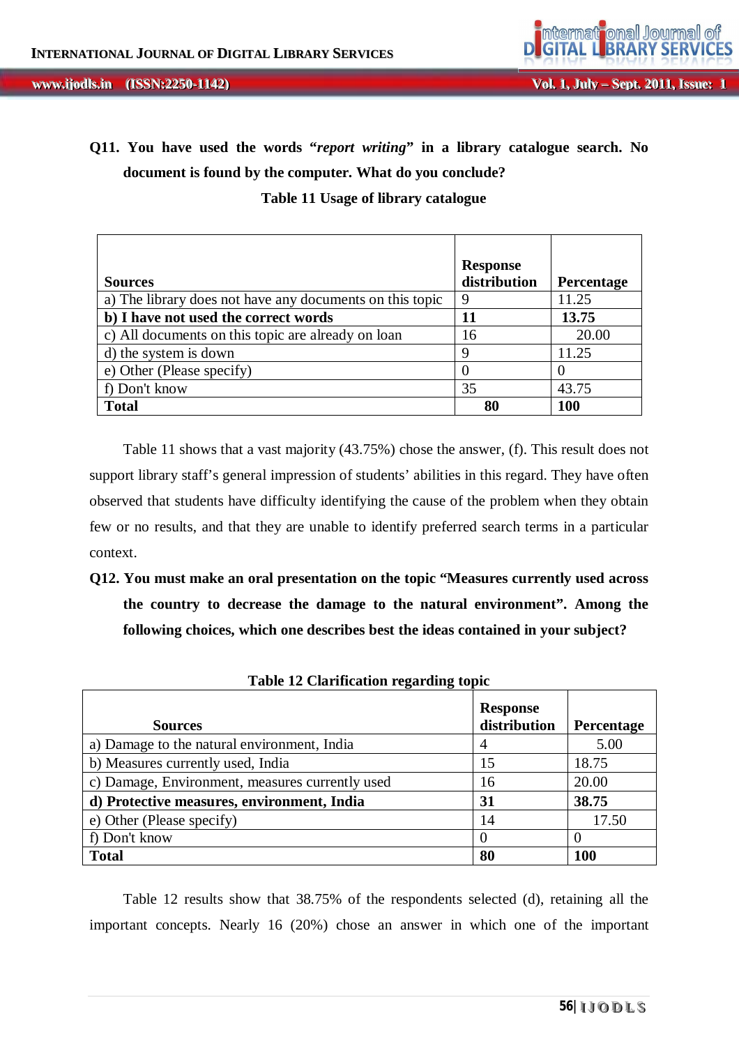**Q11. You have used the words *"report writing"* in a library catalogue search. No document is found by the computer. What do you conclude?**

**Table 11 Usage of library catalogue**

| Sources | Response distribution | Percentage |
|---|---|---|
| a) The library does not have any documents on this topic | 9 | 11.25 |
| **b) I have not used the correct words** | **11** | **13.75** |
| c) All documents on this topic are already on loan | 16 | 20.00 |
| d) the system is down | 9 | 11.25 |
| e) Other (Please specify) | 0 | 0 |
| f) Don't know | 35 | 43.75 |
| **Total** | **80** | **100** |

Table 11 shows that a vast majority (43.75%) chose the answer, (f). This result does not support library staff's general impression of students' abilities in this regard. They have often observed that students have difficulty identifying the cause of the problem when they obtain few or no results, and that they are unable to identify preferred search terms in a particular context.

**Q12. You must make an oral presentation on the topic "Measures currently used across the country to decrease the damage to the natural environment". Among the following choices, which one describes best the ideas contained in your subject?**

**Table 12 Clarification regarding topic**

| Sources | Response distribution | Percentage |
|---|---|---|
| a) Damage to the natural environment, India | 4 | 5.00 |
| b) Measures currently used, India | 15 | 18.75 |
| c) Damage, Environment, measures currently used | 16 | 20.00 |
| **d) Protective measures, environment, India** | **31** | **38.75** |
| e) Other (Please specify) | 14 | 17.50 |
| f) Don't know | 0 | 0 |
| **Total** | **80** | **100** |

Table 12 results show that 38.75% of the respondents selected (d), retaining all the important concepts. Nearly 16 (20%) chose an answer in which one of the important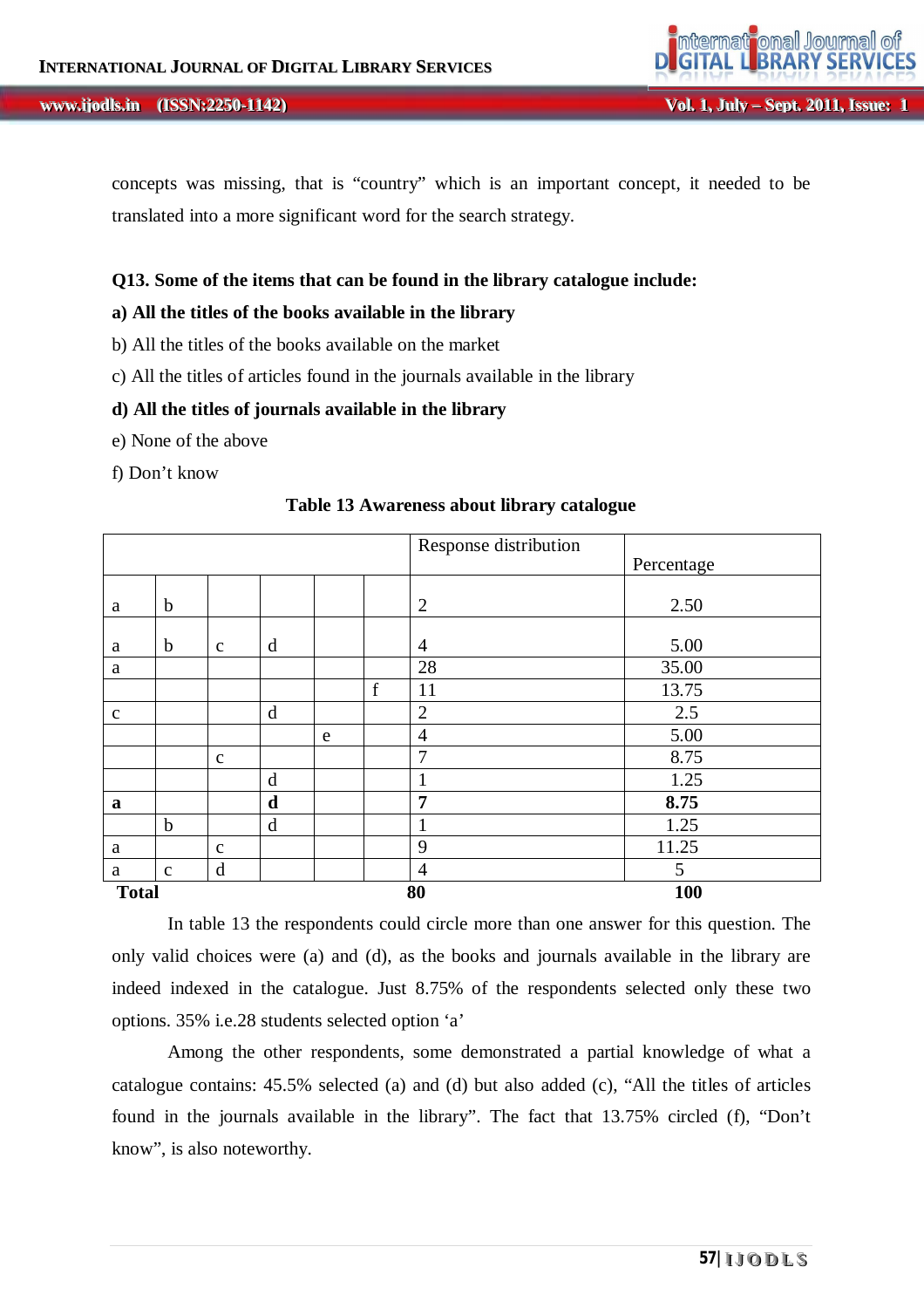concepts was missing, that is “country” which is an important concept, it needed to be translated into a more significant word for the search strategy.

**Q13. Some of the items that can be found in the library catalogue include:**

**a) All the titles of the books available in the library**

b) All the titles of the books available on the market

c) All the titles of articles found in the journals available in the library

**d) All the titles of journals available in the library**

e) None of the above

f) Don’t know

**Table 13 Awareness about library catalogue**

| | | | | | | Response distribution | Percentage |
|---|---|---|---|---|---|---|---|
| a | b | | | | | 2 | 2.50 |
| a | b | c | d | | | 4 | 5.00 |
| a | | | | | | 28 | 35.00 |
| | | | | | f | 11 | 13.75 |
| c | | | d | | | 2 | 2.5 |
| | | | | e | | 4 | 5.00 |
| | | c | | | | 7 | 8.75 |
| | | | d | | | 1 | 1.25 |
| **a** | | | **d** | | | **7** | **8.75** |
| | b | | d | | | 1 | 1.25 |
| a | | c | | | | 9 | 11.25 |
| a | c | d | | | | 4 | 5 |
| **Total** | | | | | | **80** | **100** |

In table 13 the respondents could circle more than one answer for this question. The only valid choices were (a) and (d), as the books and journals available in the library are indeed indexed in the catalogue. Just 8.75% of the respondents selected only these two options. 35% i.e.28 students selected option ‘a’

Among the other respondents, some demonstrated a partial knowledge of what a catalogue contains: 45.5% selected (a) and (d) but also added (c), “All the titles of articles found in the journals available in the library”. The fact that 13.75% circled (f), “Don’t know”, is also noteworthy.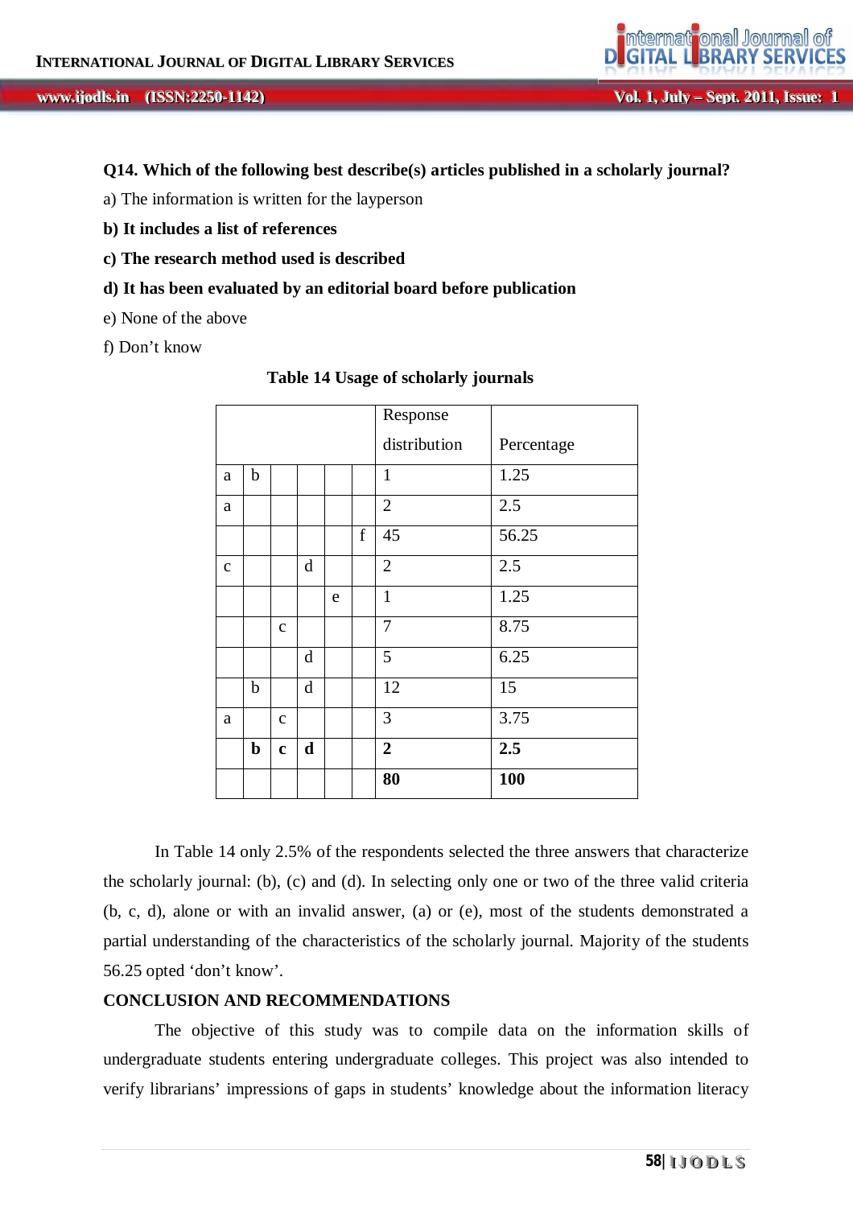**Q14. Which of the following best describe(s) articles published in a scholarly journal?**

a) The information is written for the layperson

**b) It includes a list of references**

**c) The research method used is described**

**d) It has been evaluated by an editorial board before publication**

e) None of the above

f) Don't know

**Table 14 Usage of scholarly journals**

| | | | | | | Response distribution | Percentage |
|---|---|---|---|---|---|---|---|
| a | b | | | | | 1 | 1.25 |
| a | | | | | | 2 | 2.5 |
| | | | | | f | 45 | 56.25 |
| c | | | d | | | 2 | 2.5 |
| | | | | e | | 1 | 1.25 |
| | | c | | | | 7 | 8.75 |
| | | | d | | | 5 | 6.25 |
| | b | | d | | | 12 | 15 |
| a | | c | | | | 3 | 3.75 |
| | **b** | **c** | **d** | | | **2** | **2.5** |
| | | | | | | **80** | **100** |

In Table 14 only 2.5% of the respondents selected the three answers that characterize the scholarly journal: (b), (c) and (d). In selecting only one or two of the three valid criteria (b, c, d), alone or with an invalid answer, (a) or (e), most of the students demonstrated a partial understanding of the characteristics of the scholarly journal. Majority of the students 56.25 opted 'don't know'.

## CONCLUSION AND RECOMMENDATIONS

The objective of this study was to compile data on the information skills of undergraduate students entering undergraduate colleges. This project was also intended to verify librarians' impressions of gaps in students' knowledge about the information literacy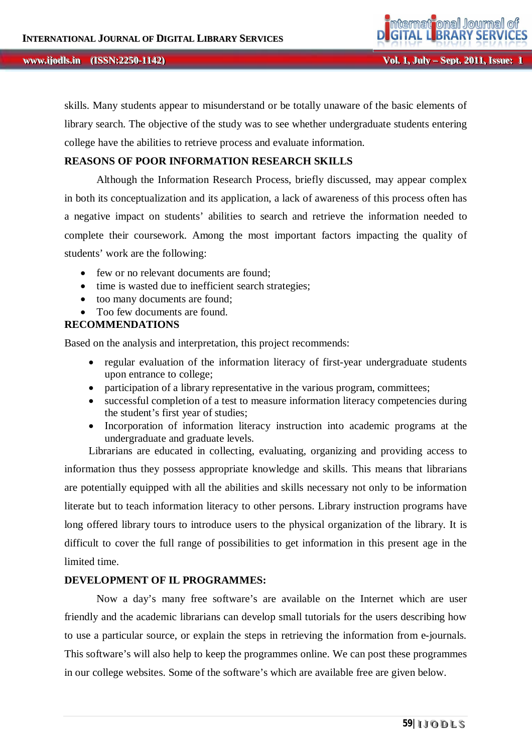skills. Many students appear to misunderstand or be totally unaware of the basic elements of library search. The objective of the study was to see whether undergraduate students entering college have the abilities to retrieve process and evaluate information.

## REASONS OF POOR INFORMATION RESEARCH SKILLS

Although the Information Research Process, briefly discussed, may appear complex in both its conceptualization and its application, a lack of awareness of this process often has a negative impact on students' abilities to search and retrieve the information needed to complete their coursework. Among the most important factors impacting the quality of students' work are the following:

- few or no relevant documents are found;
- time is wasted due to inefficient search strategies;
- too many documents are found;
- Too few documents are found.

## RECOMMENDATIONS

Based on the analysis and interpretation, this project recommends:

- regular evaluation of the information literacy of first-year undergraduate students upon entrance to college;
- participation of a library representative in the various program, committees;
- successful completion of a test to measure information literacy competencies during the student's first year of studies;
- Incorporation of information literacy instruction into academic programs at the undergraduate and graduate levels.

Librarians are educated in collecting, evaluating, organizing and providing access to information thus they possess appropriate knowledge and skills. This means that librarians are potentially equipped with all the abilities and skills necessary not only to be information literate but to teach information literacy to other persons. Library instruction programs have long offered library tours to introduce users to the physical organization of the library. It is difficult to cover the full range of possibilities to get information in this present age in the limited time.

## DEVELOPMENT OF IL PROGRAMMES:

Now a day's many free software's are available on the Internet which are user friendly and the academic librarians can develop small tutorials for the users describing how to use a particular source, or explain the steps in retrieving the information from e-journals. This software's will also help to keep the programmes online. We can post these programmes in our college websites. Some of the software's which are available free are given below.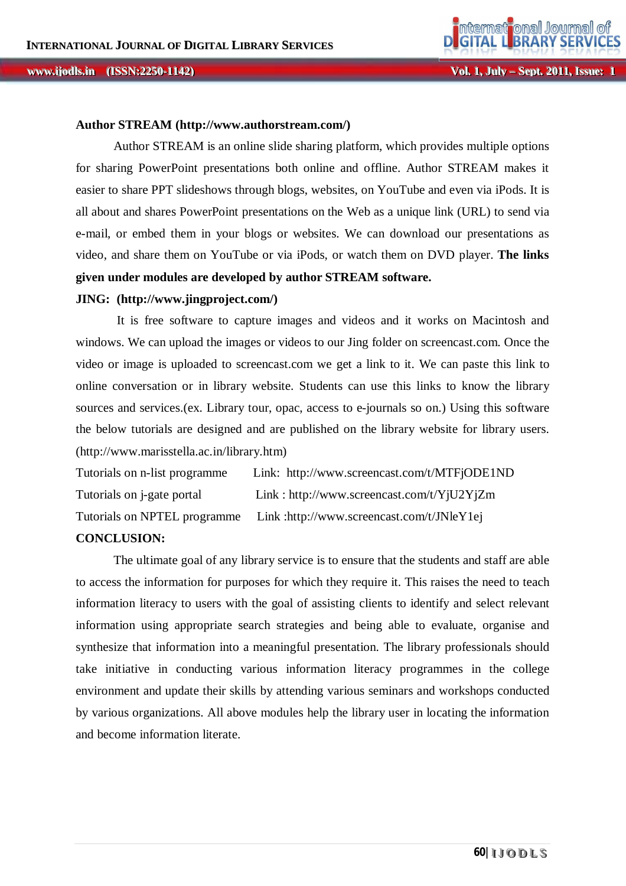**Author STREAM (http://www.authorstream.com/)**

Author STREAM is an online slide sharing platform, which provides multiple options for sharing PowerPoint presentations both online and offline. Author STREAM makes it easier to share PPT slideshows through blogs, websites, on YouTube and even via iPods. It is all about and shares PowerPoint presentations on the Web as a unique link (URL) to send via e-mail, or embed them in your blogs or websites. We can download our presentations as video, and share them on YouTube or via iPods, or watch them on DVD player. **The links given under modules are developed by author STREAM software.**

**JING: (http://www.jingproject.com/)**

It is free software to capture images and videos and it works on Macintosh and windows. We can upload the images or videos to our Jing folder on screencast.com. Once the video or image is uploaded to screencast.com we get a link to it. We can paste this link to online conversation or in library website. Students can use this links to know the library sources and services.(ex. Library tour, opac, access to e-journals so on.) Using this software the below tutorials are designed and are published on the library website for library users. (http://www.marisstella.ac.in/library.htm)

Tutorials on n-list programme    Link: http://www.screencast.com/t/MTFjODE1ND

Tutorials on j-gate portal    Link : http://www.screencast.com/t/YjU2YjZm

Tutorials on NPTEL programme    Link :http://www.screencast.com/t/JNleY1ej

**CONCLUSION:**

The ultimate goal of any library service is to ensure that the students and staff are able to access the information for purposes for which they require it. This raises the need to teach information literacy to users with the goal of assisting clients to identify and select relevant information using appropriate search strategies and being able to evaluate, organise and synthesize that information into a meaningful presentation. The library professionals should take initiative in conducting various information literacy programmes in the college environment and update their skills by attending various seminars and workshops conducted by various organizations. All above modules help the library user in locating the information and become information literate.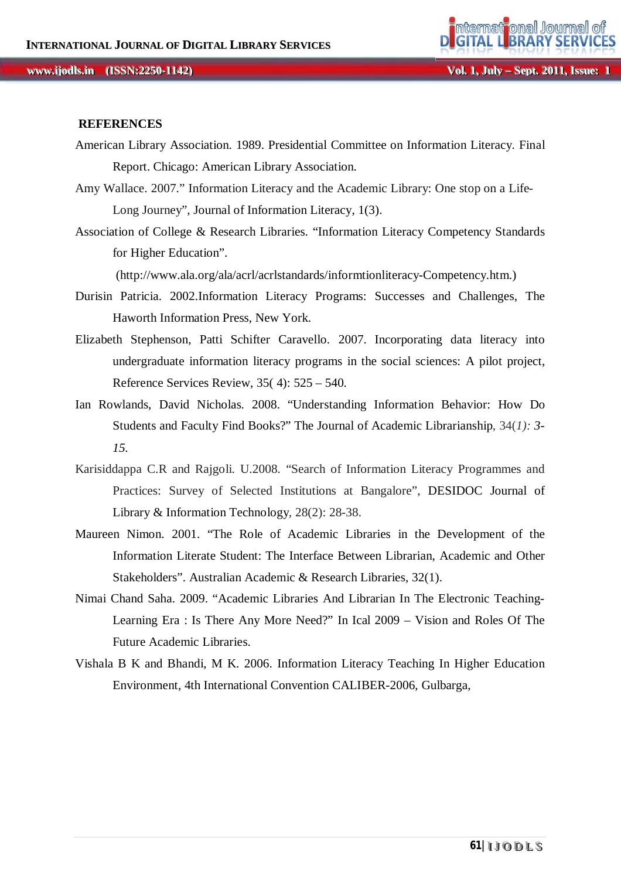## REFERENCES

American Library Association. 1989. Presidential Committee on Information Literacy. Final Report. Chicago: American Library Association.

Amy Wallace. 2007." Information Literacy and the Academic Library: One stop on a Life-Long Journey", Journal of Information Literacy, 1(3).

Association of College & Research Libraries. "Information Literacy Competency Standards for Higher Education".

(http://www.ala.org/ala/acrl/acrlstandards/informtionliteracy-Competency.htm.)

Durisin Patricia. 2002.Information Literacy Programs: Successes and Challenges, The Haworth Information Press, New York.

Elizabeth Stephenson, Patti Schifter Caravello. 2007. Incorporating data literacy into undergraduate information literacy programs in the social sciences: A pilot project, Reference Services Review, 35( 4): 525 – 540.

Ian Rowlands, David Nicholas. 2008. "Understanding Information Behavior: How Do Students and Faculty Find Books?" The Journal of Academic Librarianship, 34(*1): 3-15.*

Karisiddappa C.R and Rajgoli. U.2008. "Search of Information Literacy Programmes and Practices: Survey of Selected Institutions at Bangalore", DESIDOC Journal of Library & Information Technology, 28(2): 28-38.

Maureen Nimon. 2001. "The Role of Academic Libraries in the Development of the Information Literate Student: The Interface Between Librarian, Academic and Other Stakeholders". Australian Academic & Research Libraries, 32(1).

Nimai Chand Saha. 2009. "Academic Libraries And Librarian In The Electronic Teaching-Learning Era : Is There Any More Need?" In Ical 2009 – Vision and Roles Of The Future Academic Libraries.

Vishala B K and Bhandi, M K. 2006. Information Literacy Teaching In Higher Education Environment, 4th International Convention CALIBER-2006, Gulbarga,